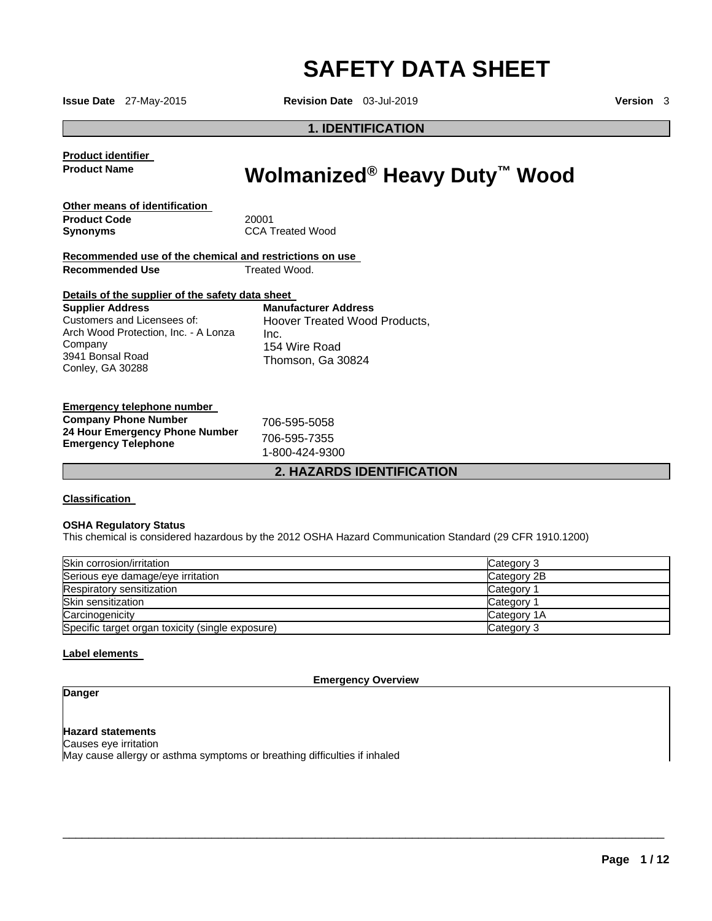# SAFETY DATA SHEET

**Issue Date** 27-May-2015 **Revision Date** 03-Jul-2019 **Version** 3

## 1. IDENTIFICATION

**Product identifier**

**Product Name** **Wolmanized® Heavy Duty™ Wood**

**Other means of identification**

**Product Code** 20001

**Synonyms** CCA Treated Wood

**Recommended use of the chemical and restrictions on use**

**Recommended Use** Treated Wood.

**Details of the supplier of the safety data sheet**

**Supplier Address**
Customers and Licensees of:
Arch Wood Protection, Inc. - A Lonza Company
3941 Bonsal Road
Conley, GA 30288

**Manufacturer Address**
Hoover Treated Wood Products, Inc.
154 Wire Road
Thomson, Ga 30824

**Emergency telephone number**

**Company Phone Number** 706-595-5058
**24 Hour Emergency Phone Number** 706-595-7355
**Emergency Telephone** 1-800-424-9300

## 2. HAZARDS IDENTIFICATION

**Classification**

**OSHA Regulatory Status**
This chemical is considered hazardous by the 2012 OSHA Hazard Communication Standard (29 CFR 1910.1200)

| | |
|---|---|
| Skin corrosion/irritation | Category 3 |
| Serious eye damage/eye irritation | Category 2B |
| Respiratory sensitization | Category 1 |
| Skin sensitization | Category 1 |
| Carcinogenicity | Category 1A |
| Specific target organ toxicity (single exposure) | Category 3 |

**Label elements**

**Emergency Overview**

**Danger**

**Hazard statements**
Causes eye irritation
May cause allergy or asthma symptoms or breathing difficulties if inhaled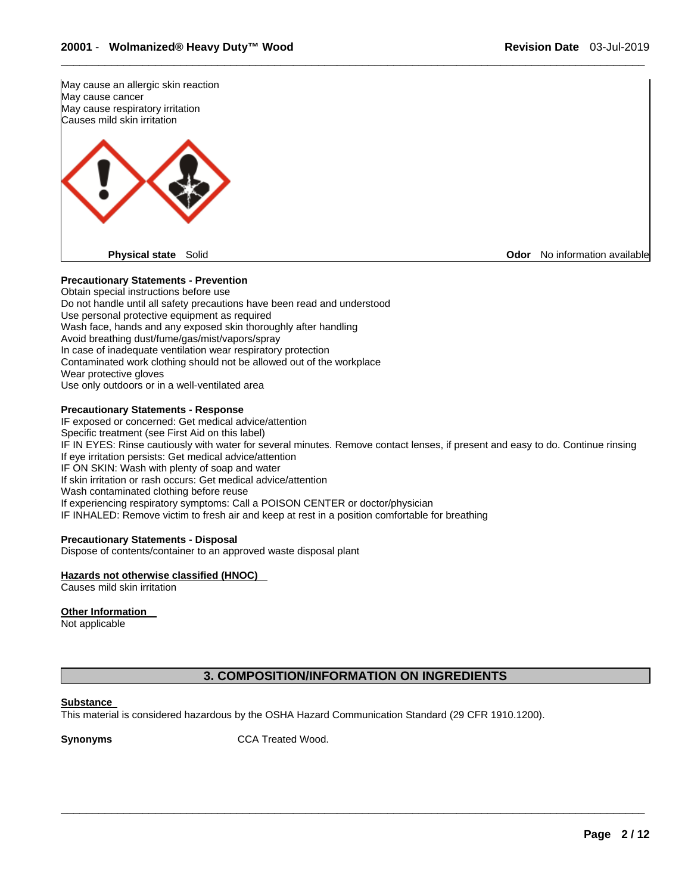May cause an allergic skin reaction
May cause cancer
May cause respiratory irritation
Causes mild skin irritation

**Physical state** Solid **Odor** No information available

**Precautionary Statements - Prevention**
Obtain special instructions before use
Do not handle until all safety precautions have been read and understood
Use personal protective equipment as required
Wash face, hands and any exposed skin thoroughly after handling
Avoid breathing dust/fume/gas/mist/vapors/spray
In case of inadequate ventilation wear respiratory protection
Contaminated work clothing should not be allowed out of the workplace
Wear protective gloves
Use only outdoors or in a well-ventilated area

**Precautionary Statements - Response**
IF exposed or concerned: Get medical advice/attention
Specific treatment (see First Aid on this label)
IF IN EYES: Rinse cautiously with water for several minutes. Remove contact lenses, if present and easy to do. Continue rinsing
If eye irritation persists: Get medical advice/attention
IF ON SKIN: Wash with plenty of soap and water
If skin irritation or rash occurs: Get medical advice/attention
Wash contaminated clothing before reuse
If experiencing respiratory symptoms: Call a POISON CENTER or doctor/physician
IF INHALED: Remove victim to fresh air and keep at rest in a position comfortable for breathing

**Precautionary Statements - Disposal**
Dispose of contents/container to an approved waste disposal plant

**Hazards not otherwise classified (HNOC)**
Causes mild skin irritation

**Other Information**
Not applicable

## 3. COMPOSITION/INFORMATION ON INGREDIENTS

**Substance**
This material is considered hazardous by the OSHA Hazard Communication Standard (29 CFR 1910.1200).

**Synonyms** CCA Treated Wood.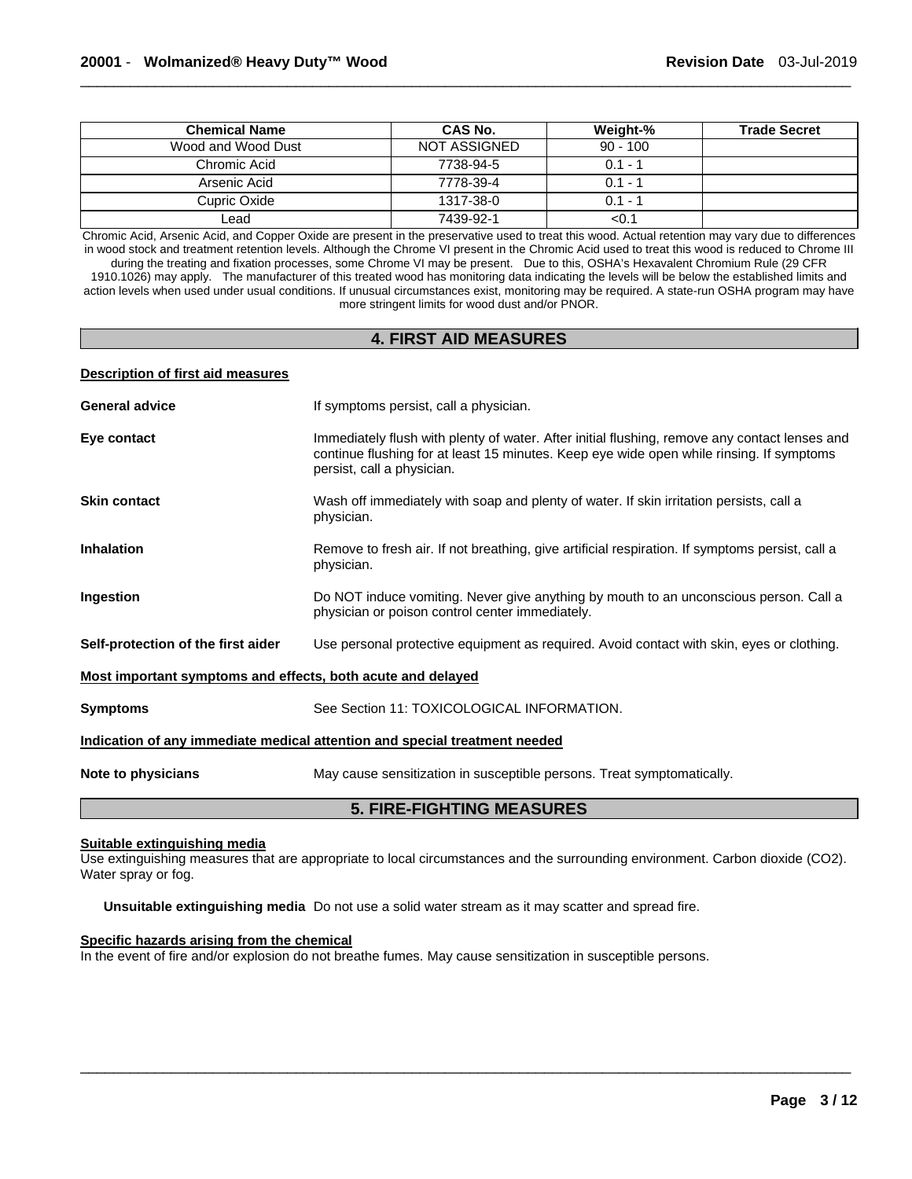| Chemical Name | CAS No. | Weight-% | Trade Secret |
| --- | --- | --- | --- |
| Wood and Wood Dust | NOT ASSIGNED | 90 - 100 | |
| Chromic Acid | 7738-94-5 | 0.1 - 1 | |
| Arsenic Acid | 7778-39-4 | 0.1 - 1 | |
| Cupric Oxide | 1317-38-0 | 0.1 - 1 | |
| Lead | 7439-92-1 | <0.1 | |

Chromic Acid, Arsenic Acid, and Copper Oxide are present in the preservative used to treat this wood. Actual retention may vary due to differences in wood stock and treatment retention levels. Although the Chrome VI present in the Chromic Acid used to treat this wood is reduced to Chrome III during the treating and fixation processes, some Chrome VI may be present. Due to this, OSHA's Hexavalent Chromium Rule (29 CFR 1910.1026) may apply. The manufacturer of this treated wood has monitoring data indicating the levels will be below the established limits and action levels when used under usual conditions. If unusual circumstances exist, monitoring may be required. A state-run OSHA program may have more stringent limits for wood dust and/or PNOR.

## 4. FIRST AID MEASURES

**Description of first aid measures**

**General advice** If symptoms persist, call a physician.

**Eye contact** Immediately flush with plenty of water. After initial flushing, remove any contact lenses and continue flushing for at least 15 minutes. Keep eye wide open while rinsing. If symptoms persist, call a physician.

**Skin contact** Wash off immediately with soap and plenty of water. If skin irritation persists, call a physician.

**Inhalation** Remove to fresh air. If not breathing, give artificial respiration. If symptoms persist, call a physician.

**Ingestion** Do NOT induce vomiting. Never give anything by mouth to an unconscious person. Call a physician or poison control center immediately.

**Self-protection of the first aider** Use personal protective equipment as required. Avoid contact with skin, eyes or clothing.

**Most important symptoms and effects, both acute and delayed**

**Symptoms** See Section 11: TOXICOLOGICAL INFORMATION.

**Indication of any immediate medical attention and special treatment needed**

**Note to physicians** May cause sensitization in susceptible persons. Treat symptomatically.

## 5. FIRE-FIGHTING MEASURES

**Suitable extinguishing media**

Use extinguishing measures that are appropriate to local circumstances and the surrounding environment. Carbon dioxide ($CO_2$). Water spray or fog.

**Unsuitable extinguishing media** Do not use a solid water stream as it may scatter and spread fire.

**Specific hazards arising from the chemical**

In the event of fire and/or explosion do not breathe fumes. May cause sensitization in susceptible persons.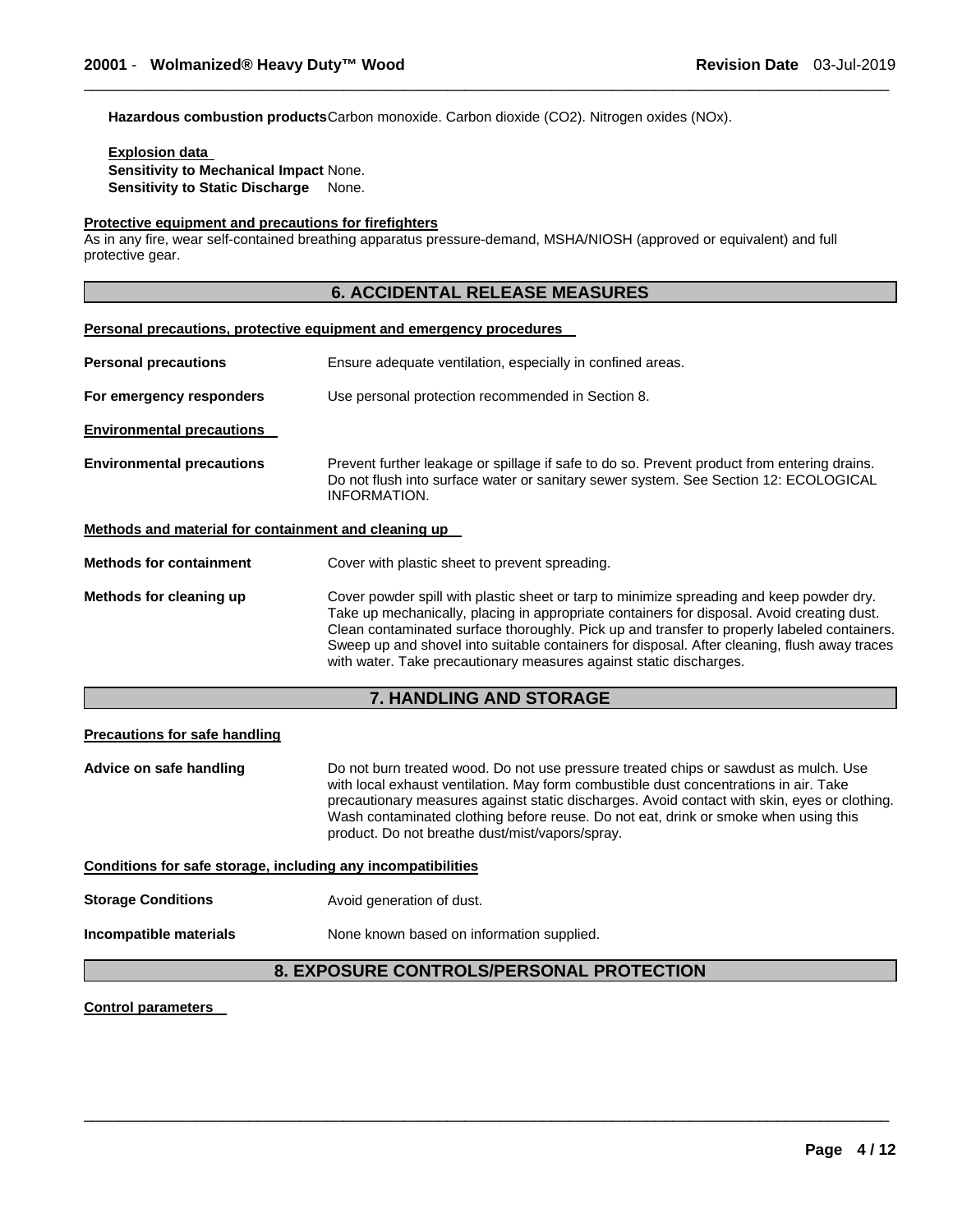**Hazardous combustion products** Carbon monoxide. Carbon dioxide ($CO_2$). Nitrogen oxides ($NO_x$).

**Explosion data**
**Sensitivity to Mechanical Impact** None.
**Sensitivity to Static Discharge** None.

**Protective equipment and precautions for firefighters**
As in any fire, wear self-contained breathing apparatus pressure-demand, MSHA/NIOSH (approved or equivalent) and full protective gear.

## 6. ACCIDENTAL RELEASE MEASURES

**Personal precautions, protective equipment and emergency procedures**

**Personal precautions** Ensure adequate ventilation, especially in confined areas.

**For emergency responders** Use personal protection recommended in Section 8.

**Environmental precautions**

**Environmental precautions** Prevent further leakage or spillage if safe to do so. Prevent product from entering drains. Do not flush into surface water or sanitary sewer system. See Section 12: ECOLOGICAL INFORMATION.

**Methods and material for containment and cleaning up**

**Methods for containment** Cover with plastic sheet to prevent spreading.

**Methods for cleaning up** Cover powder spill with plastic sheet or tarp to minimize spreading and keep powder dry. Take up mechanically, placing in appropriate containers for disposal. Avoid creating dust. Clean contaminated surface thoroughly. Pick up and transfer to properly labeled containers. Sweep up and shovel into suitable containers for disposal. After cleaning, flush away traces with water. Take precautionary measures against static discharges.

## 7. HANDLING AND STORAGE

**Precautions for safe handling**

**Advice on safe handling** Do not burn treated wood. Do not use pressure treated chips or sawdust as mulch. Use with local exhaust ventilation. May form combustible dust concentrations in air. Take precautionary measures against static discharges. Avoid contact with skin, eyes or clothing. Wash contaminated clothing before reuse. Do not eat, drink or smoke when using this product. Do not breathe dust/mist/vapors/spray.

**Conditions for safe storage, including any incompatibilities**

**Storage Conditions** Avoid generation of dust.

**Incompatible materials** None known based on information supplied.

## 8. EXPOSURE CONTROLS/PERSONAL PROTECTION

**Control parameters**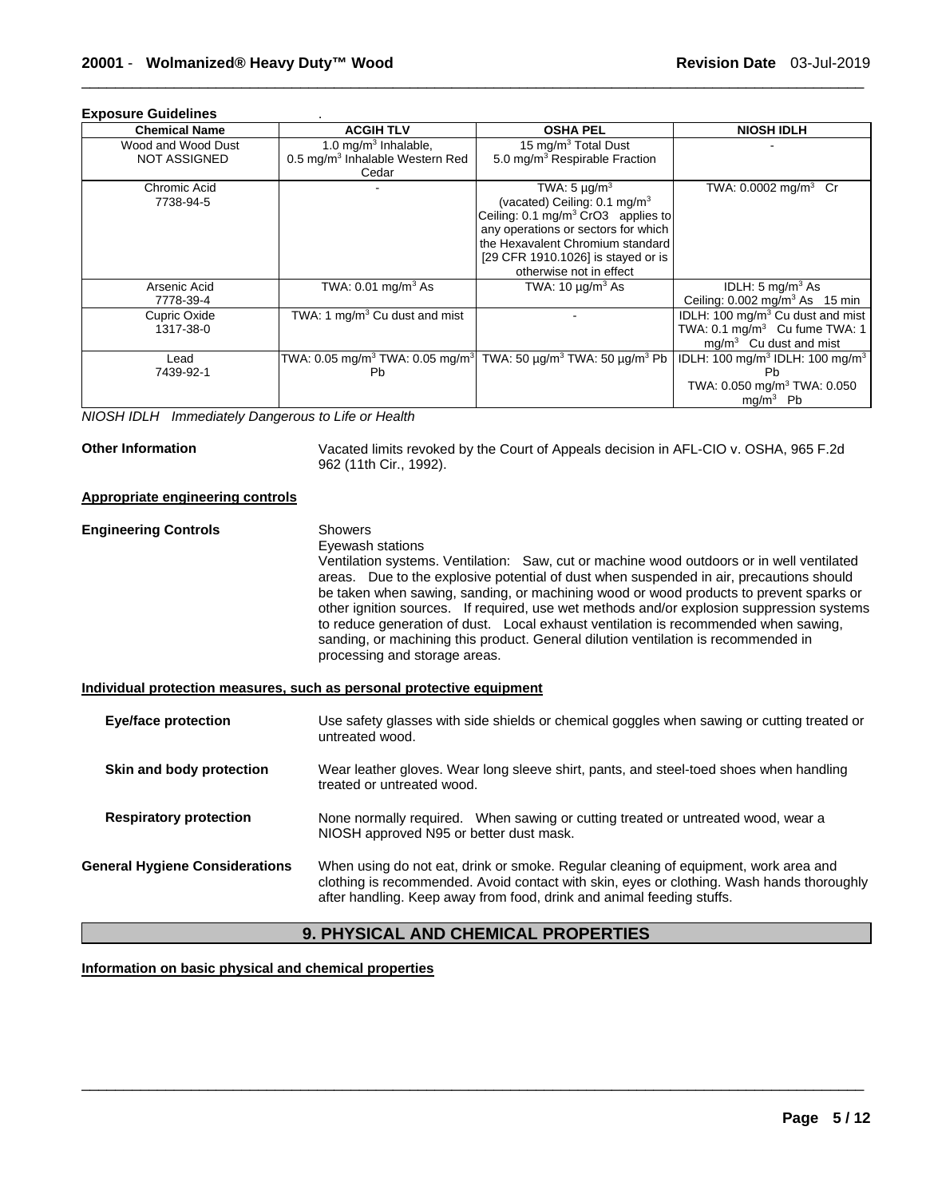**Exposure Guidelines** .

| Chemical Name | ACGIH TLV | OSHA PEL | NIOSH IDLH |
|---|---|---|---|
| Wood and Wood Dust<br>NOT ASSIGNED | 1.0 $mg/m^3$ Inhalable,<br>0.5 $mg/m^3$ Inhalable Western Red Cedar | 15 $mg/m^3$ Total Dust<br>5.0 $mg/m^3$ Respirable Fraction | - |
| Chromic Acid<br>7738-94-5 | - | TWA: 5 $\mu g/m^3$<br>(vacated) Ceiling: 0.1 $mg/m^3$<br>Ceiling: 0.1 $mg/m^3$ $CrO3$ applies to any operations or sectors for which the Hexavalent Chromium standard [29 CFR 1910.1026] is stayed or is otherwise not in effect | TWA: 0.0002 $mg/m^3$ Cr |
| Arsenic Acid<br>7778-39-4 | TWA: 0.01 $mg/m^3$ As | TWA: 10 $\mu g/m^3$ As | IDLH: 5 $mg/m^3$ As<br>Ceiling: 0.002 $mg/m^3$ As 15 min |
| Cupric Oxide<br>1317-38-0 | TWA: 1 $mg/m^3$ Cu dust and mist | - | IDLH: 100 $mg/m^3$ Cu dust and mist<br>TWA: 0.1 $mg/m^3$ Cu fume TWA: 1 $mg/m^3$ Cu dust and mist |
| Lead<br>7439-92-1 | TWA: 0.05 $mg/m^3$ TWA: 0.05 $mg/m^3$ Pb | TWA: 50 $\mu g/m^3$ TWA: 50 $\mu g/m^3$ Pb | IDLH: 100 $mg/m^3$ IDLH: 100 $mg/m^3$ Pb<br>TWA: 0.050 $mg/m^3$ TWA: 0.050 $mg/m^3$ Pb |

*NIOSH IDLH Immediately Dangerous to Life or Health*

**Other Information** Vacated limits revoked by the Court of Appeals decision in AFL-CIO v. OSHA, 965 F.2d 962 (11th Cir., 1992).

**Appropriate engineering controls**

**Engineering Controls** Showers
Eyewash stations
Ventilation systems. Ventilation: Saw, cut or machine wood outdoors or in well ventilated areas. Due to the explosive potential of dust when suspended in air, precautions should be taken when sawing, sanding, or machining wood or wood products to prevent sparks or other ignition sources. If required, use wet methods and/or explosion suppression systems to reduce generation of dust. Local exhaust ventilation is recommended when sawing, sanding, or machining this product. General dilution ventilation is recommended in processing and storage areas.

**Individual protection measures, such as personal protective equipment**

**Eye/face protection** Use safety glasses with side shields or chemical goggles when sawing or cutting treated or untreated wood.

**Skin and body protection** Wear leather gloves. Wear long sleeve shirt, pants, and steel-toed shoes when handling treated or untreated wood.

**Respiratory protection** None normally required. When sawing or cutting treated or untreated wood, wear a NIOSH approved N95 or better dust mask.

**General Hygiene Considerations** When using do not eat, drink or smoke. Regular cleaning of equipment, work area and clothing is recommended. Avoid contact with skin, eyes or clothing. Wash hands thoroughly after handling. Keep away from food, drink and animal feeding stuffs.

## 9. PHYSICAL AND CHEMICAL PROPERTIES

**Information on basic physical and chemical properties**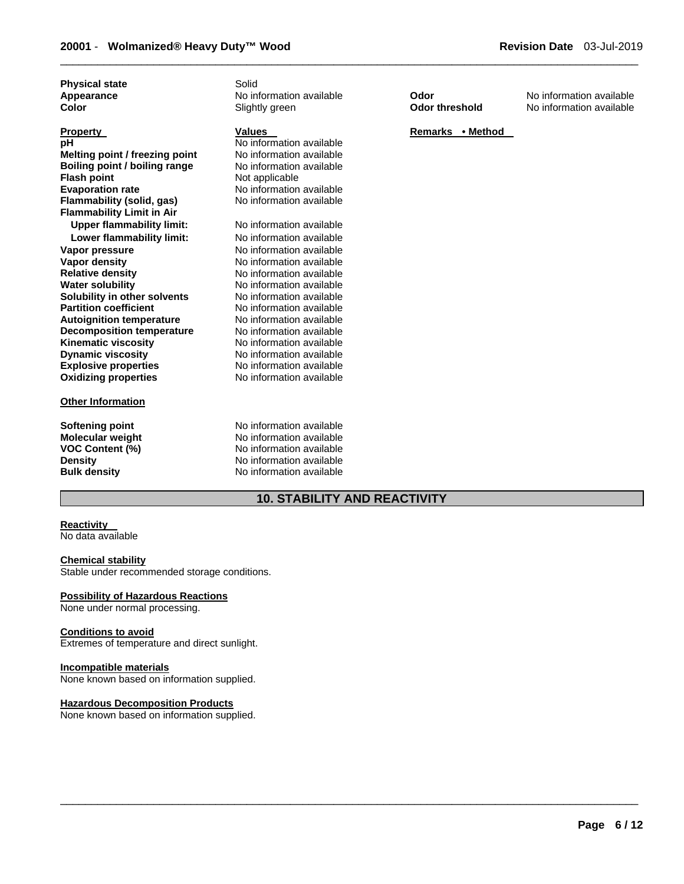| | | | |
|---|---|---|---|
| **Physical state** | Solid | | |
| **Appearance** | No information available | **Odor** | No information available |
| **Color** | Slightly green | **Odor threshold** | No information available |

| **Property** | **Values** | **Remarks • Method** |
|---|---|---|
| **pH** | No information available | |
| **Melting point / freezing point** | No information available | |
| **Boiling point / boiling range** | No information available | |
| **Flash point** | Not applicable | |
| **Evaporation rate** | No information available | |
| **Flammability (solid, gas)** | No information available | |
| **Flammability Limit in Air** | | |
| **Upper flammability limit:** | No information available | |
| **Lower flammability limit:** | No information available | |
| **Vapor pressure** | No information available | |
| **Vapor density** | No information available | |
| **Relative density** | No information available | |
| **Water solubility** | No information available | |
| **Solubility in other solvents** | No information available | |
| **Partition coefficient** | No information available | |
| **Autoignition temperature** | No information available | |
| **Decomposition temperature** | No information available | |
| **Kinematic viscosity** | No information available | |
| **Dynamic viscosity** | No information available | |
| **Explosive properties** | No information available | |
| **Oxidizing properties** | No information available | |

**Other Information**

| | |
|---|---|
| **Softening point** | No information available |
| **Molecular weight** | No information available |
| **VOC Content (%)** | No information available |
| **Density** | No information available |
| **Bulk density** | No information available |

## 10. STABILITY AND REACTIVITY

**Reactivity**
No data available

**Chemical stability**
Stable under recommended storage conditions.

**Possibility of Hazardous Reactions**
None under normal processing.

**Conditions to avoid**
Extremes of temperature and direct sunlight.

**Incompatible materials**
None known based on information supplied.

**Hazardous Decomposition Products**
None known based on information supplied.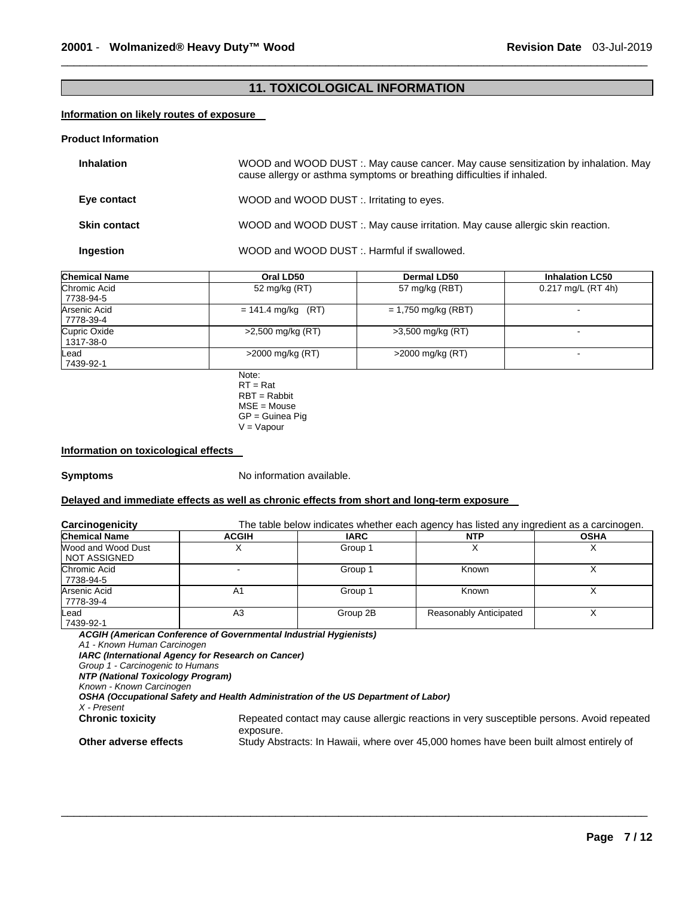## 11. TOXICOLOGICAL INFORMATION

**Information on likely routes of exposure**

**Product Information**

**Inhalation** WOOD and WOOD DUST :. May cause cancer. May cause sensitization by inhalation. May cause allergy or asthma symptoms or breathing difficulties if inhaled.

**Eye contact** WOOD and WOOD DUST :. Irritating to eyes.

**Skin contact** WOOD and WOOD DUST :. May cause irritation. May cause allergic skin reaction.

**Ingestion** WOOD and WOOD DUST :. Harmful if swallowed.

| Chemical Name | Oral LD50 | Dermal LD50 | Inhalation LC50 |
|---|---|---|---|
| Chromic Acid 7738-94-5 | 52 mg/kg (RT) | 57 mg/kg (RBT) | 0.217 mg/L (RT 4h) |
| Arsenic Acid 7778-39-4 | = 141.4 mg/kg (RT) | = 1,750 mg/kg (RBT) | - |
| Cupric Oxide 1317-38-0 | >2,500 mg/kg (RT) | >3,500 mg/kg (RT) | - |
| Lead 7439-92-1 | >2000 mg/kg (RT) | >2000 mg/kg (RT) | - |

Note:
RT = Rat
RBT = Rabbit
MSE = Mouse
GP = Guinea Pig
V = Vapour

**Information on toxicological effects**

**Symptoms** No information available.

**Delayed and immediate effects as well as chronic effects from short and long-term exposure**

**Carcinogenicity** The table below indicates whether each agency has listed any ingredient as a carcinogen.

| Chemical Name | ACGIH | IARC | NTP | OSHA |
|---|---|---|---|---|
| Wood and Wood Dust NOT ASSIGNED | X | Group 1 | X | X |
| Chromic Acid 7738-94-5 | - | Group 1 | Known | X |
| Arsenic Acid 7778-39-4 | A1 | Group 1 | Known | X |
| Lead 7439-92-1 | A3 | Group 2B | Reasonably Anticipated | X |

***ACGIH (American Conference of Governmental Industrial Hygienists)***
*A1 - Known Human Carcinogen*
***IARC (International Agency for Research on Cancer)***
*Group 1 - Carcinogenic to Humans*
***NTP (National Toxicology Program)***
*Known - Known Carcinogen*
***OSHA (Occupational Safety and Health Administration of the US Department of Labor)***
*X - Present*

**Chronic toxicity** Repeated contact may cause allergic reactions in very susceptible persons. Avoid repeated exposure.

**Other adverse effects** Study Abstracts: In Hawaii, where over 45,000 homes have been built almost entirely of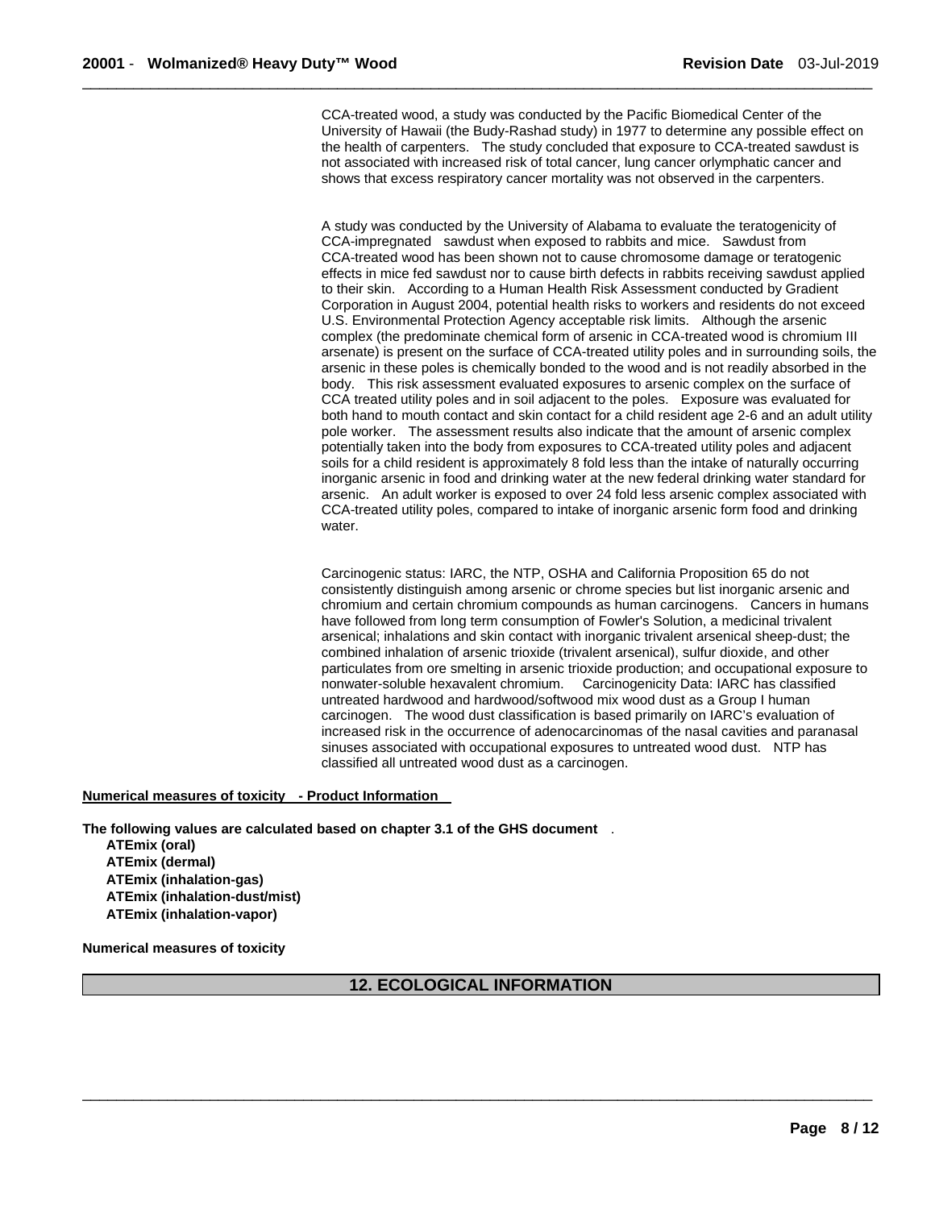CCA-treated wood, a study was conducted by the Pacific Biomedical Center of the University of Hawaii (the Budy-Rashad study) in 1977 to determine any possible effect on the health of carpenters. The study concluded that exposure to CCA-treated sawdust is not associated with increased risk of total cancer, lung cancer orlymphatic cancer and shows that excess respiratory cancer mortality was not observed in the carpenters.

A study was conducted by the University of Alabama to evaluate the teratogenicity of CCA-impregnated sawdust when exposed to rabbits and mice. Sawdust from CCA-treated wood has been shown not to cause chromosome damage or teratogenic effects in mice fed sawdust nor to cause birth defects in rabbits receiving sawdust applied to their skin. According to a Human Health Risk Assessment conducted by Gradient Corporation in August 2004, potential health risks to workers and residents do not exceed U.S. Environmental Protection Agency acceptable risk limits. Although the arsenic complex (the predominate chemical form of arsenic in CCA-treated wood is chromium III arsenate) is present on the surface of CCA-treated utility poles and in surrounding soils, the arsenic in these poles is chemically bonded to the wood and is not readily absorbed in the body. This risk assessment evaluated exposures to arsenic complex on the surface of CCA treated utility poles and in soil adjacent to the poles. Exposure was evaluated for both hand to mouth contact and skin contact for a child resident age 2-6 and an adult utility pole worker. The assessment results also indicate that the amount of arsenic complex potentially taken into the body from exposures to CCA-treated utility poles and adjacent soils for a child resident is approximately 8 fold less than the intake of naturally occurring inorganic arsenic in food and drinking water at the new federal drinking water standard for arsenic. An adult worker is exposed to over 24 fold less arsenic complex associated with CCA-treated utility poles, compared to intake of inorganic arsenic form food and drinking water.

Carcinogenic status: IARC, the NTP, OSHA and California Proposition 65 do not consistently distinguish among arsenic or chrome species but list inorganic arsenic and chromium and certain chromium compounds as human carcinogens. Cancers in humans have followed from long term consumption of Fowler's Solution, a medicinal trivalent arsenical; inhalations and skin contact with inorganic trivalent arsenical sheep-dust; the combined inhalation of arsenic trioxide (trivalent arsenical), sulfur dioxide, and other particulates from ore smelting in arsenic trioxide production; and occupational exposure to nonwater-soluble hexavalent chromium. Carcinogenicity Data: IARC has classified untreated hardwood and hardwood/softwood mix wood dust as a Group I human carcinogen. The wood dust classification is based primarily on IARC's evaluation of increased risk in the occurrence of adenocarcinomas of the nasal cavities and paranasal sinuses associated with occupational exposures to untreated wood dust. NTP has classified all untreated wood dust as a carcinogen.

**Numerical measures of toxicity - Product Information**

**The following values are calculated based on chapter 3.1 of the GHS document** .

**ATEmix (oral)**
**ATEmix (dermal)**
**ATEmix (inhalation-gas)**
**ATEmix (inhalation-dust/mist)**
**ATEmix (inhalation-vapor)**

**Numerical measures of toxicity**

## 12. ECOLOGICAL INFORMATION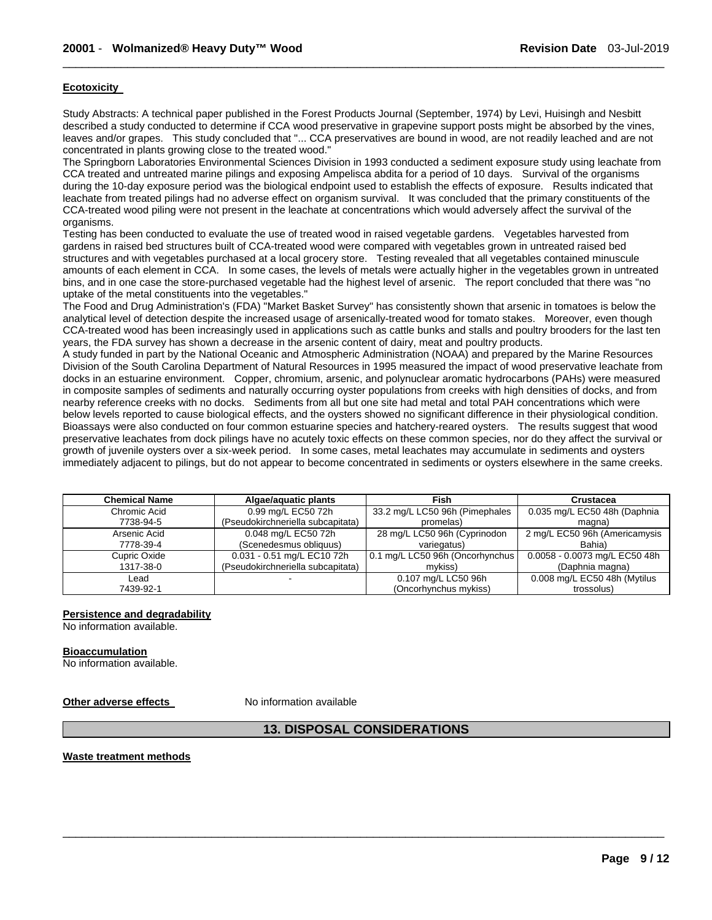**Ecotoxicity**

Study Abstracts: A technical paper published in the Forest Products Journal (September, 1974) by Levi, Huisingh and Nesbitt described a study conducted to determine if CCA wood preservative in grapevine support posts might be absorbed by the vines, leaves and/or grapes. This study concluded that "... CCA preservatives are bound in wood, are not readily leached and are not concentrated in plants growing close to the treated wood."
The Springborn Laboratories Environmental Sciences Division in 1993 conducted a sediment exposure study using leachate from CCA treated and untreated marine pilings and exposing Ampelisca abdita for a period of 10 days. Survival of the organisms during the 10-day exposure period was the biological endpoint used to establish the effects of exposure. Results indicated that leachate from treated pilings had no adverse effect on organism survival. It was concluded that the primary constituents of the CCA-treated wood piling were not present in the leachate at concentrations which would adversely affect the survival of the organisms.
Testing has been conducted to evaluate the use of treated wood in raised vegetable gardens. Vegetables harvested from gardens in raised bed structures built of CCA-treated wood were compared with vegetables grown in untreated raised bed structures and with vegetables purchased at a local grocery store. Testing revealed that all vegetables contained minuscule amounts of each element in CCA. In some cases, the levels of metals were actually higher in the vegetables grown in untreated bins, and in one case the store-purchased vegetable had the highest level of arsenic. The report concluded that there was "no uptake of the metal constituents into the vegetables."
The Food and Drug Administration's (FDA) "Market Basket Survey" has consistently shown that arsenic in tomatoes is below the analytical level of detection despite the increased usage of arsenically-treated wood for tomato stakes. Moreover, even though CCA-treated wood has been increasingly used in applications such as cattle bunks and stalls and poultry brooders for the last ten years, the FDA survey has shown a decrease in the arsenic content of dairy, meat and poultry products.
A study funded in part by the National Oceanic and Atmospheric Administration (NOAA) and prepared by the Marine Resources Division of the South Carolina Department of Natural Resources in 1995 measured the impact of wood preservative leachate from docks in an estuarine environment. Copper, chromium, arsenic, and polynuclear aromatic hydrocarbons (PAHs) were measured in composite samples of sediments and naturally occurring oyster populations from creeks with high densities of docks, and from nearby reference creeks with no docks. Sediments from all but one site had metal and total PAH concentrations which were below levels reported to cause biological effects, and the oysters showed no significant difference in their physiological condition. Bioassays were also conducted on four common estuarine species and hatchery-reared oysters. The results suggest that wood preservative leachates from dock pilings have no acutely toxic effects on these common species, nor do they affect the survival or growth of juvenile oysters over a six-week period. In some cases, metal leachates may accumulate in sediments and oysters immediately adjacent to pilings, but do not appear to become concentrated in sediments or oysters elsewhere in the same creeks.

| Chemical Name | Algae/aquatic plants | Fish | Crustacea |
|---|---|---|---|
| Chromic Acid 7738-94-5 | 0.99 mg/L EC50 72h (Pseudokirchneriella subcapitata) | 33.2 mg/L LC50 96h (Pimephales promelas) | 0.035 mg/L EC50 48h (Daphnia magna) |
| Arsenic Acid 7778-39-4 | 0.048 mg/L EC50 72h (Scenedesmus obliquus) | 28 mg/L LC50 96h (Cyprinodon variegatus) | 2 mg/L EC50 96h (Americamysis Bahia) |
| Cupric Oxide 1317-38-0 | 0.031 - 0.51 mg/L EC10 72h (Pseudokirchneriella subcapitata) | 0.1 mg/L LC50 96h (Oncorhynchus mykiss) | 0.0058 - 0.0073 mg/L EC50 48h (Daphnia magna) |
| Lead 7439-92-1 | - | 0.107 mg/L LC50 96h (Oncorhynchus mykiss) | 0.008 mg/L EC50 48h (Mytilus trossolus) |

**Persistence and degradability**
No information available.

**Bioaccumulation**
No information available.

**Other adverse effects** No information available

## 13. DISPOSAL CONSIDERATIONS

**Waste treatment methods**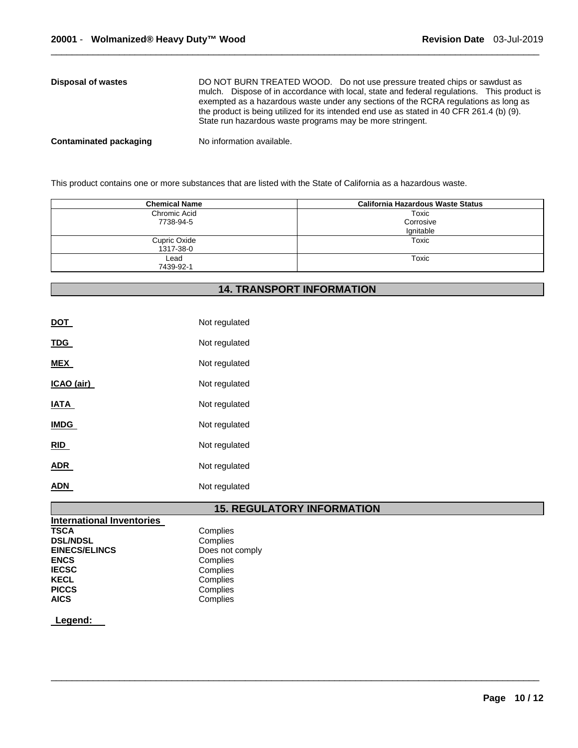**Disposal of wastes**

DO NOT BURN TREATED WOOD. Do not use pressure treated chips or sawdust as mulch. Dispose of in accordance with local, state and federal regulations. This product is exempted as a hazardous waste under any sections of the RCRA regulations as long as the product is being utilized for its intended end use as stated in 40 CFR 261.4 (b) (9). State run hazardous waste programs may be more stringent.

**Contaminated packaging**

No information available.

This product contains one or more substances that are listed with the State of California as a hazardous waste.

| Chemical Name | California Hazardous Waste Status |
|---|---|
| Chromic Acid<br>7738-94-5 | Toxic<br>Corrosive<br>Ignitable |
| Cupric Oxide<br>1317-38-0 | Toxic |
| Lead<br>7439-92-1 | Toxic |

## 14. TRANSPORT INFORMATION

| | |
|---|---|
| **DOT** | Not regulated |
| **TDG** | Not regulated |
| **MEX** | Not regulated |
| **ICAO (air)** | Not regulated |
| **IATA** | Not regulated |
| **IMDG** | Not regulated |
| **RID** | Not regulated |
| **ADR** | Not regulated |
| **ADN** | Not regulated |

## 15. REGULATORY INFORMATION

**International Inventories**

| | |
|---|---|
| **TSCA** | Complies |
| **DSL/NDSL** | Complies |
| **EINECS/ELINCS** | Does not comply |
| **ENCS** | Complies |
| **IECSC** | Complies |
| **KECL** | Complies |
| **PICCS** | Complies |
| **AICS** | Complies |

**Legend:**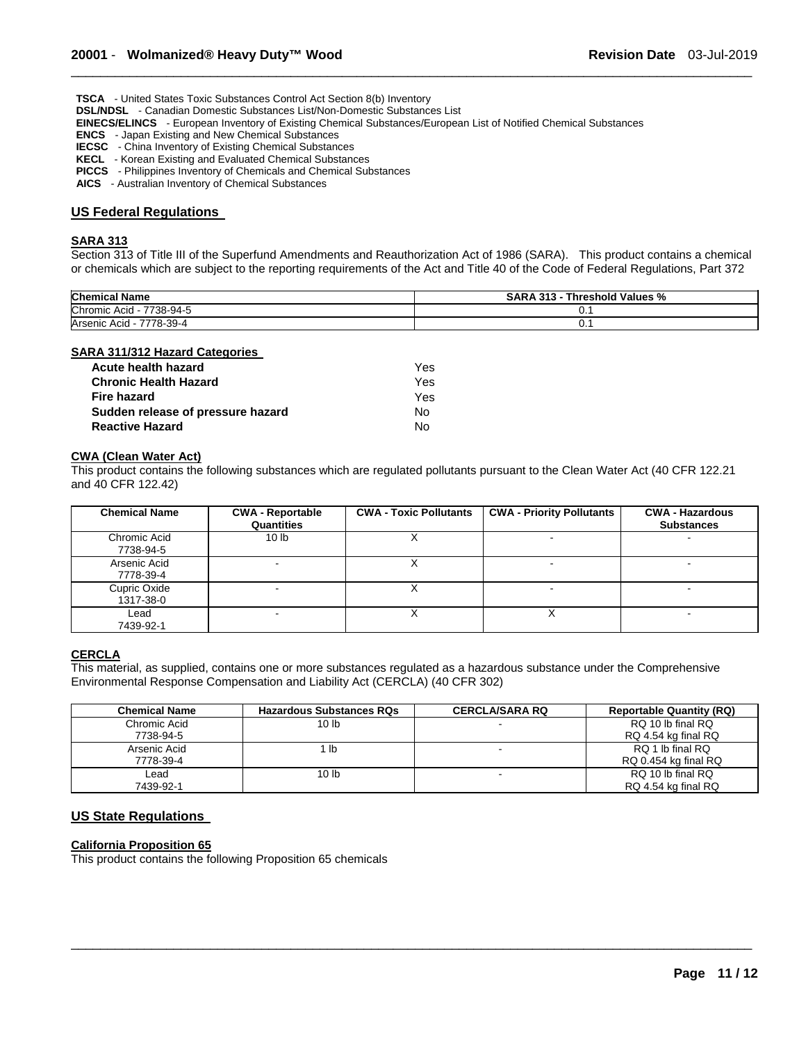**TSCA** - United States Toxic Substances Control Act Section 8(b) Inventory
**DSL/NDSL** - Canadian Domestic Substances List/Non-Domestic Substances List
**EINECS/ELINCS** - European Inventory of Existing Chemical Substances/European List of Notified Chemical Substances
**ENCS** - Japan Existing and New Chemical Substances
**IECSC** - China Inventory of Existing Chemical Substances
**KECL** - Korean Existing and Evaluated Chemical Substances
**PICCS** - Philippines Inventory of Chemicals and Chemical Substances
**AICS** - Australian Inventory of Chemical Substances

## US Federal Regulations

### SARA 313

Section 313 of Title III of the Superfund Amendments and Reauthorization Act of 1986 (SARA). This product contains a chemical or chemicals which are subject to the reporting requirements of the Act and Title 40 of the Code of Federal Regulations, Part 372

| Chemical Name | SARA 313 - Threshold Values % |
|---|---|
| Chromic Acid - 7738-94-5 | 0.1 |
| Arsenic Acid - 7778-39-4 | 0.1 |

### SARA 311/312 Hazard Categories

| | |
|---|---|
| **Acute health hazard** | Yes |
| **Chronic Health Hazard** | Yes |
| **Fire hazard** | Yes |
| **Sudden release of pressure hazard** | No |
| **Reactive Hazard** | No |

### CWA (Clean Water Act)

This product contains the following substances which are regulated pollutants pursuant to the Clean Water Act (40 CFR 122.21 and 40 CFR 122.42)

| Chemical Name | CWA - Reportable Quantities | CWA - Toxic Pollutants | CWA - Priority Pollutants | CWA - Hazardous Substances |
|---|---|---|---|---|
| Chromic Acid 7738-94-5 | 10 lb | X | - | - |
| Arsenic Acid 7778-39-4 | - | X | - | - |
| Cupric Oxide 1317-38-0 | - | X | - | - |
| Lead 7439-92-1 | - | X | X | - |

### CERCLA

This material, as supplied, contains one or more substances regulated as a hazardous substance under the Comprehensive Environmental Response Compensation and Liability Act (CERCLA) (40 CFR 302)

| Chemical Name | Hazardous Substances RQs | CERCLA/SARA RQ | Reportable Quantity (RQ) |
|---|---|---|---|
| Chromic Acid 7738-94-5 | 10 lb | - | RQ 10 lb final RQ RQ 4.54 kg final RQ |
| Arsenic Acid 7778-39-4 | 1 lb | - | RQ 1 lb final RQ RQ 0.454 kg final RQ |
| Lead 7439-92-1 | 10 lb | - | RQ 10 lb final RQ RQ 4.54 kg final RQ |

## US State Regulations

### California Proposition 65

This product contains the following Proposition 65 chemicals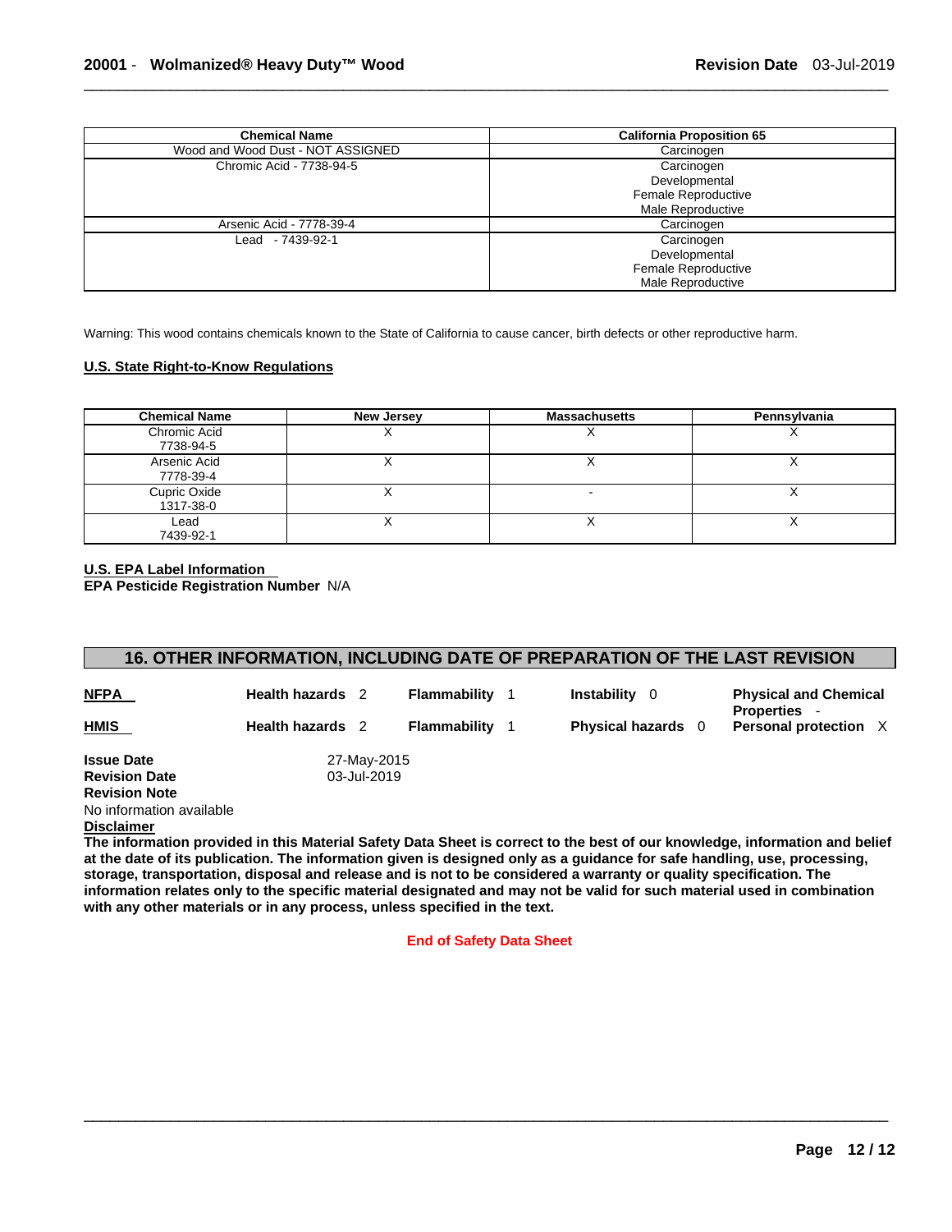| Chemical Name | California Proposition 65 |
|---|---|
| Wood and Wood Dust - NOT ASSIGNED | Carcinogen |
| Chromic Acid - 7738-94-5 | Carcinogen<br>Developmental<br>Female Reproductive<br>Male Reproductive |
| Arsenic Acid - 7778-39-4 | Carcinogen |
| Lead - 7439-92-1 | Carcinogen<br>Developmental<br>Female Reproductive<br>Male Reproductive |

Warning: This wood contains chemicals known to the State of California to cause cancer, birth defects or other reproductive harm.

**U.S. State Right-to-Know Regulations**

| Chemical Name | New Jersey | Massachusetts | Pennsylvania |
|---|---|---|---|
| Chromic Acid<br>7738-94-5 | X | X | X |
| Arsenic Acid<br>7778-39-4 | X | X | X |
| Cupric Oxide<br>1317-38-0 | X | - | X |
| Lead<br>7439-92-1 | X | X | X |

**U.S. EPA Label Information**
**EPA Pesticide Registration Number** N/A

## 16. OTHER INFORMATION, INCLUDING DATE OF PREPARATION OF THE LAST REVISION

| | | | | |
|---|---|---|---|---|
| **NFPA** | **Health hazards** 2 | **Flammability** 1 | **Instability** 0 | **Physical and Chemical Properties** - |
| **HMIS** | **Health hazards** 2 | **Flammability** 1 | **Physical hazards** 0 | **Personal protection** X |

**Issue Date** 27-May-2015
**Revision Date** 03-Jul-2019
**Revision Note**
No information available

**Disclaimer**
**The information provided in this Material Safety Data Sheet is correct to the best of our knowledge, information and belief at the date of its publication. The information given is designed only as a guidance for safe handling, use, processing, storage, transportation, disposal and release and is not to be considered a warranty or quality specification. The information relates only to the specific material designated and may not be valid for such material used in combination with any other materials or in any process, unless specified in the text.**

**End of Safety Data Sheet**